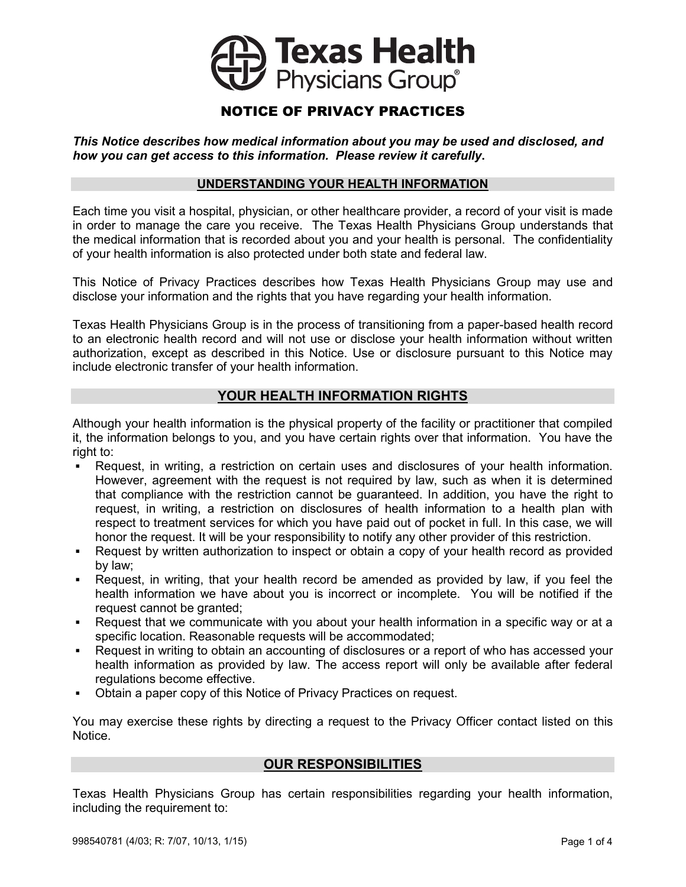# Texas Health Physicians Group®

## NOTICE OF PRIVACY PRACTICES

***This Notice describes how medical information about you may be used and disclosed, and how you can get access to this information. Please review it carefully*.**

### UNDERSTANDING YOUR HEALTH INFORMATION

Each time you visit a hospital, physician, or other healthcare provider, a record of your visit is made in order to manage the care you receive. The Texas Health Physicians Group understands that the medical information that is recorded about you and your health is personal. The confidentiality of your health information is also protected under both state and federal law.

This Notice of Privacy Practices describes how Texas Health Physicians Group may use and disclose your information and the rights that you have regarding your health information.

Texas Health Physicians Group is in the process of transitioning from a paper-based health record to an electronic health record and will not use or disclose your health information without written authorization, except as described in this Notice. Use or disclosure pursuant to this Notice may include electronic transfer of your health information.

### YOUR HEALTH INFORMATION RIGHTS

Although your health information is the physical property of the facility or practitioner that compiled it, the information belongs to you, and you have certain rights over that information. You have the right to:

- Request, in writing, a restriction on certain uses and disclosures of your health information. However, agreement with the request is not required by law, such as when it is determined that compliance with the restriction cannot be guaranteed. In addition, you have the right to request, in writing, a restriction on disclosures of health information to a health plan with respect to treatment services for which you have paid out of pocket in full. In this case, we will honor the request. It will be your responsibility to notify any other provider of this restriction.
- Request by written authorization to inspect or obtain a copy of your health record as provided by law;
- Request, in writing, that your health record be amended as provided by law, if you feel the health information we have about you is incorrect or incomplete. You will be notified if the request cannot be granted;
- Request that we communicate with you about your health information in a specific way or at a specific location. Reasonable requests will be accommodated;
- Request in writing to obtain an accounting of disclosures or a report of who has accessed your health information as provided by law. The access report will only be available after federal regulations become effective.
- Obtain a paper copy of this Notice of Privacy Practices on request.

You may exercise these rights by directing a request to the Privacy Officer contact listed on this Notice.

### OUR RESPONSIBILITIES

Texas Health Physicians Group has certain responsibilities regarding your health information, including the requirement to:

998540781 (4/03; R: 7/07, 10/13, 1/15)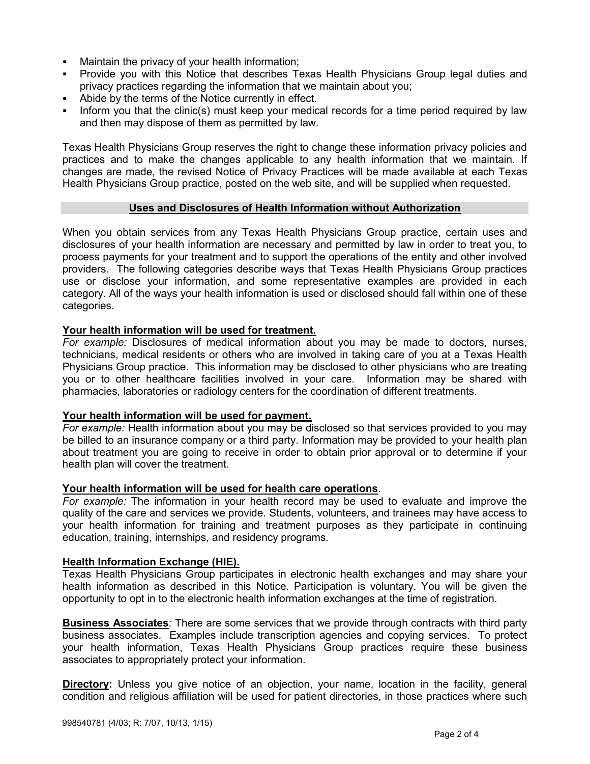- Maintain the privacy of your health information;
- Provide you with this Notice that describes Texas Health Physicians Group legal duties and privacy practices regarding the information that we maintain about you;
- Abide by the terms of the Notice currently in effect.
- Inform you that the clinic(s) must keep your medical records for a time period required by law and then may dispose of them as permitted by law.

Texas Health Physicians Group reserves the right to change these information privacy policies and practices and to make the changes applicable to any health information that we maintain. If changes are made, the revised Notice of Privacy Practices will be made available at each Texas Health Physicians Group practice, posted on the web site, and will be supplied when requested.

## Uses and Disclosures of Health Information without Authorization

When you obtain services from any Texas Health Physicians Group practice, certain uses and disclosures of your health information are necessary and permitted by law in order to treat you, to process payments for your treatment and to support the operations of the entity and other involved providers. The following categories describe ways that Texas Health Physicians Group practices use or disclose your information, and some representative examples are provided in each category. All of the ways your health information is used or disclosed should fall within one of these categories.

**Your health information will be used for treatment.**
*For example:* Disclosures of medical information about you may be made to doctors, nurses, technicians, medical residents or others who are involved in taking care of you at a Texas Health Physicians Group practice. This information may be disclosed to other physicians who are treating you or to other healthcare facilities involved in your care. Information may be shared with pharmacies, laboratories or radiology centers for the coordination of different treatments.

**Your health information will be used for payment.**
*For example:* Health information about you may be disclosed so that services provided to you may be billed to an insurance company or a third party. Information may be provided to your health plan about treatment you are going to receive in order to obtain prior approval or to determine if your health plan will cover the treatment.

**Your health information will be used for health care operations**.
*For example:* The information in your health record may be used to evaluate and improve the quality of the care and services we provide. Students, volunteers, and trainees may have access to your health information for training and treatment purposes as they participate in continuing education, training, internships, and residency programs.

**Health Information Exchange (HIE).**
Texas Health Physicians Group participates in electronic health exchanges and may share your health information as described in this Notice. Participation is voluntary. You will be given the opportunity to opt in to the electronic health information exchanges at the time of registration.

**Business Associates***:* There are some services that we provide through contracts with third party business associates. Examples include transcription agencies and copying services. To protect your health information, Texas Health Physicians Group practices require these business associates to appropriately protect your information.

**Directory:** Unless you give notice of an objection, your name, location in the facility, general condition and religious affiliation will be used for patient directories, in those practices where such

998540781 (4/03; R: 7/07, 10/13, 1/15)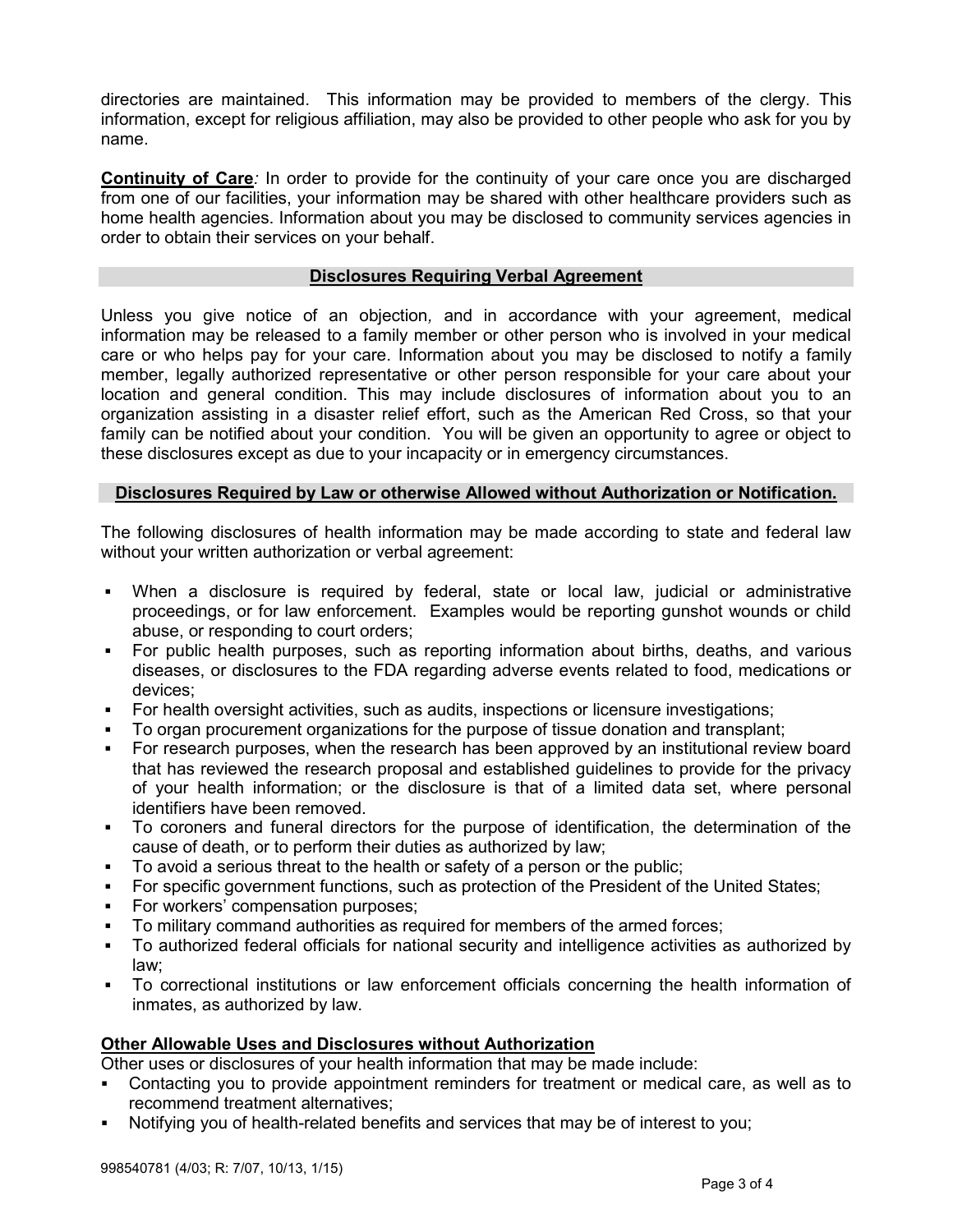directories are maintained. This information may be provided to members of the clergy. This information, except for religious affiliation, may also be provided to other people who ask for you by name.

**Continuity of Care***:* In order to provide for the continuity of your care once you are discharged from one of our facilities, your information may be shared with other healthcare providers such as home health agencies. Information about you may be disclosed to community services agencies in order to obtain their services on your behalf.

## Disclosures Requiring Verbal Agreement

Unless you give notice of an objection*,* and in accordance with your agreement, medical information may be released to a family member or other person who is involved in your medical care or who helps pay for your care. Information about you may be disclosed to notify a family member, legally authorized representative or other person responsible for your care about your location and general condition. This may include disclosures of information about you to an organization assisting in a disaster relief effort, such as the American Red Cross, so that your family can be notified about your condition. You will be given an opportunity to agree or object to these disclosures except as due to your incapacity or in emergency circumstances.

## Disclosures Required by Law or otherwise Allowed without Authorization or Notification.

The following disclosures of health information may be made according to state and federal law without your written authorization or verbal agreement:

- When a disclosure is required by federal, state or local law, judicial or administrative proceedings, or for law enforcement. Examples would be reporting gunshot wounds or child abuse, or responding to court orders;
- For public health purposes, such as reporting information about births, deaths, and various diseases, or disclosures to the FDA regarding adverse events related to food, medications or devices;
- For health oversight activities, such as audits, inspections or licensure investigations;
- To organ procurement organizations for the purpose of tissue donation and transplant;
- For research purposes, when the research has been approved by an institutional review board that has reviewed the research proposal and established guidelines to provide for the privacy of your health information; or the disclosure is that of a limited data set, where personal identifiers have been removed.
- To coroners and funeral directors for the purpose of identification, the determination of the cause of death, or to perform their duties as authorized by law;
- To avoid a serious threat to the health or safety of a person or the public;
- For specific government functions, such as protection of the President of the United States;
- For workers' compensation purposes;
- To military command authorities as required for members of the armed forces;
- To authorized federal officials for national security and intelligence activities as authorized by law;
- To correctional institutions or law enforcement officials concerning the health information of inmates, as authorized by law.

### Other Allowable Uses and Disclosures without Authorization

Other uses or disclosures of your health information that may be made include:

- Contacting you to provide appointment reminders for treatment or medical care, as well as to recommend treatment alternatives;
- Notifying you of health-related benefits and services that may be of interest to you;

998540781 (4/03; R: 7/07, 10/13, 1/15)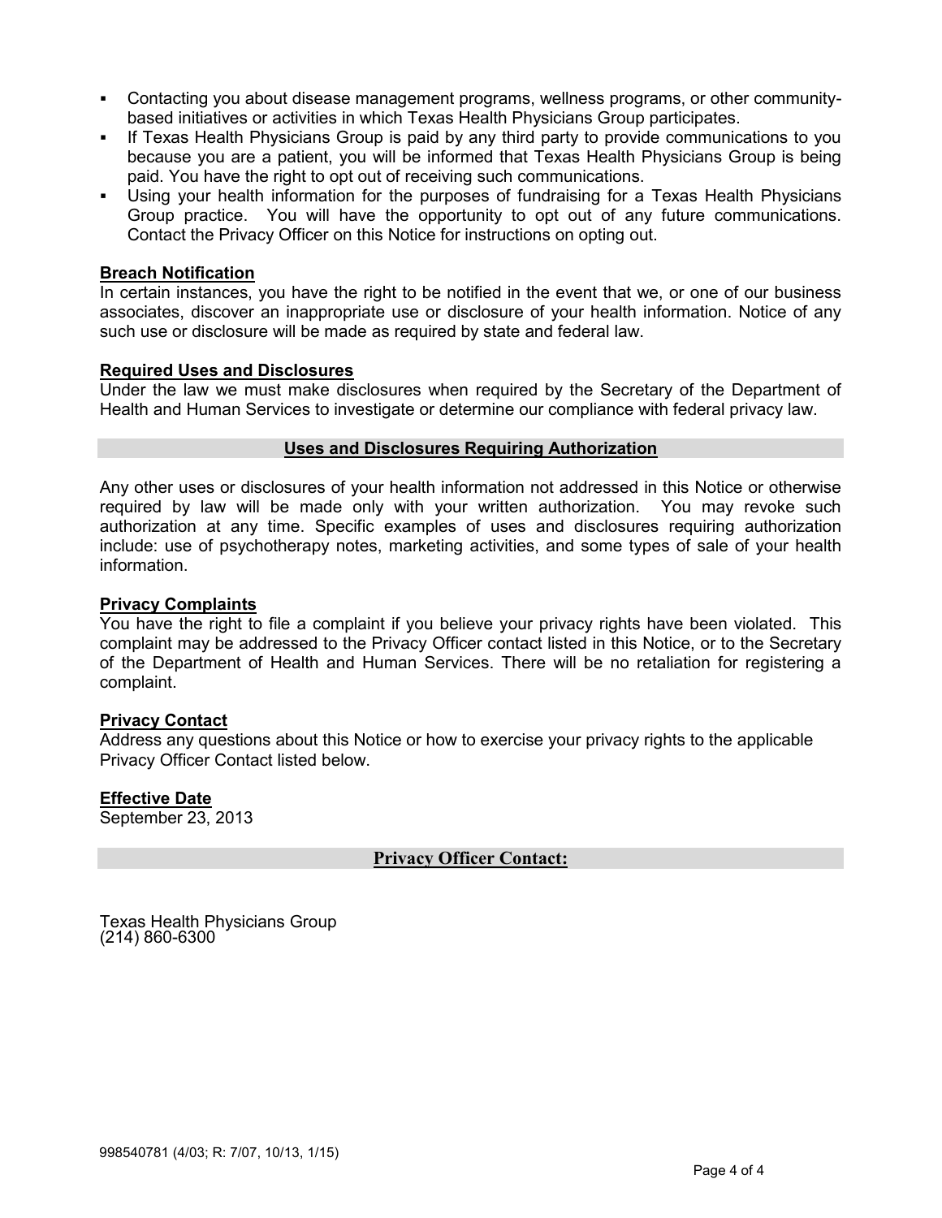- Contacting you about disease management programs, wellness programs, or other community-based initiatives or activities in which Texas Health Physicians Group participates.
- If Texas Health Physicians Group is paid by any third party to provide communications to you because you are a patient, you will be informed that Texas Health Physicians Group is being paid. You have the right to opt out of receiving such communications.
- Using your health information for the purposes of fundraising for a Texas Health Physicians Group practice. You will have the opportunity to opt out of any future communications. Contact the Privacy Officer on this Notice for instructions on opting out.

**Breach Notification**

In certain instances, you have the right to be notified in the event that we, or one of our business associates, discover an inappropriate use or disclosure of your health information. Notice of any such use or disclosure will be made as required by state and federal law.

**Required Uses and Disclosures**

Under the law we must make disclosures when required by the Secretary of the Department of Health and Human Services to investigate or determine our compliance with federal privacy law.

## Uses and Disclosures Requiring Authorization

Any other uses or disclosures of your health information not addressed in this Notice or otherwise required by law will be made only with your written authorization. You may revoke such authorization at any time. Specific examples of uses and disclosures requiring authorization include: use of psychotherapy notes, marketing activities, and some types of sale of your health information.

**Privacy Complaints**

You have the right to file a complaint if you believe your privacy rights have been violated. This complaint may be addressed to the Privacy Officer contact listed in this Notice, or to the Secretary of the Department of Health and Human Services. There will be no retaliation for registering a complaint.

**Privacy Contact**

Address any questions about this Notice or how to exercise your privacy rights to the applicable Privacy Officer Contact listed below.

**Effective Date**

September 23, 2013

## Privacy Officer Contact:

Texas Health Physicians Group
(214) 860-6300

998540781 (4/03; R: 7/07, 10/13, 1/15)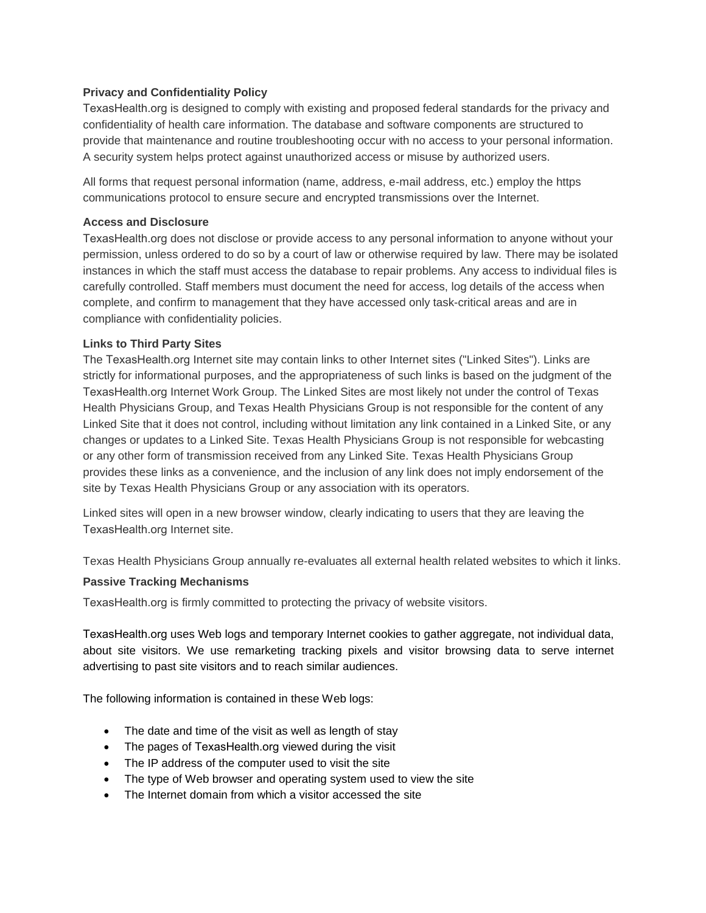**Privacy and Confidentiality Policy**

TexasHealth.org is designed to comply with existing and proposed federal standards for the privacy and confidentiality of health care information. The database and software components are structured to provide that maintenance and routine troubleshooting occur with no access to your personal information. A security system helps protect against unauthorized access or misuse by authorized users.

All forms that request personal information (name, address, e-mail address, etc.) employ the https communications protocol to ensure secure and encrypted transmissions over the Internet.

**Access and Disclosure**

TexasHealth.org does not disclose or provide access to any personal information to anyone without your permission, unless ordered to do so by a court of law or otherwise required by law. There may be isolated instances in which the staff must access the database to repair problems. Any access to individual files is carefully controlled. Staff members must document the need for access, log details of the access when complete, and confirm to management that they have accessed only task-critical areas and are in compliance with confidentiality policies.

**Links to Third Party Sites**

The TexasHealth.org Internet site may contain links to other Internet sites ("Linked Sites"). Links are strictly for informational purposes, and the appropriateness of such links is based on the judgment of the TexasHealth.org Internet Work Group. The Linked Sites are most likely not under the control of Texas Health Physicians Group, and Texas Health Physicians Group is not responsible for the content of any Linked Site that it does not control, including without limitation any link contained in a Linked Site, or any changes or updates to a Linked Site. Texas Health Physicians Group is not responsible for webcasting or any other form of transmission received from any Linked Site. Texas Health Physicians Group provides these links as a convenience, and the inclusion of any link does not imply endorsement of the site by Texas Health Physicians Group or any association with its operators.

Linked sites will open in a new browser window, clearly indicating to users that they are leaving the TexasHealth.org Internet site.

Texas Health Physicians Group annually re-evaluates all external health related websites to which it links.

**Passive Tracking Mechanisms**

TexasHealth.org is firmly committed to protecting the privacy of website visitors.

TexasHealth.org uses Web logs and temporary Internet cookies to gather aggregate, not individual data, about site visitors. We use remarketing tracking pixels and visitor browsing data to serve internet advertising to past site visitors and to reach similar audiences.

The following information is contained in these Web logs:

- The date and time of the visit as well as length of stay
- The pages of TexasHealth.org viewed during the visit
- The IP address of the computer used to visit the site
- The type of Web browser and operating system used to view the site
- The Internet domain from which a visitor accessed the site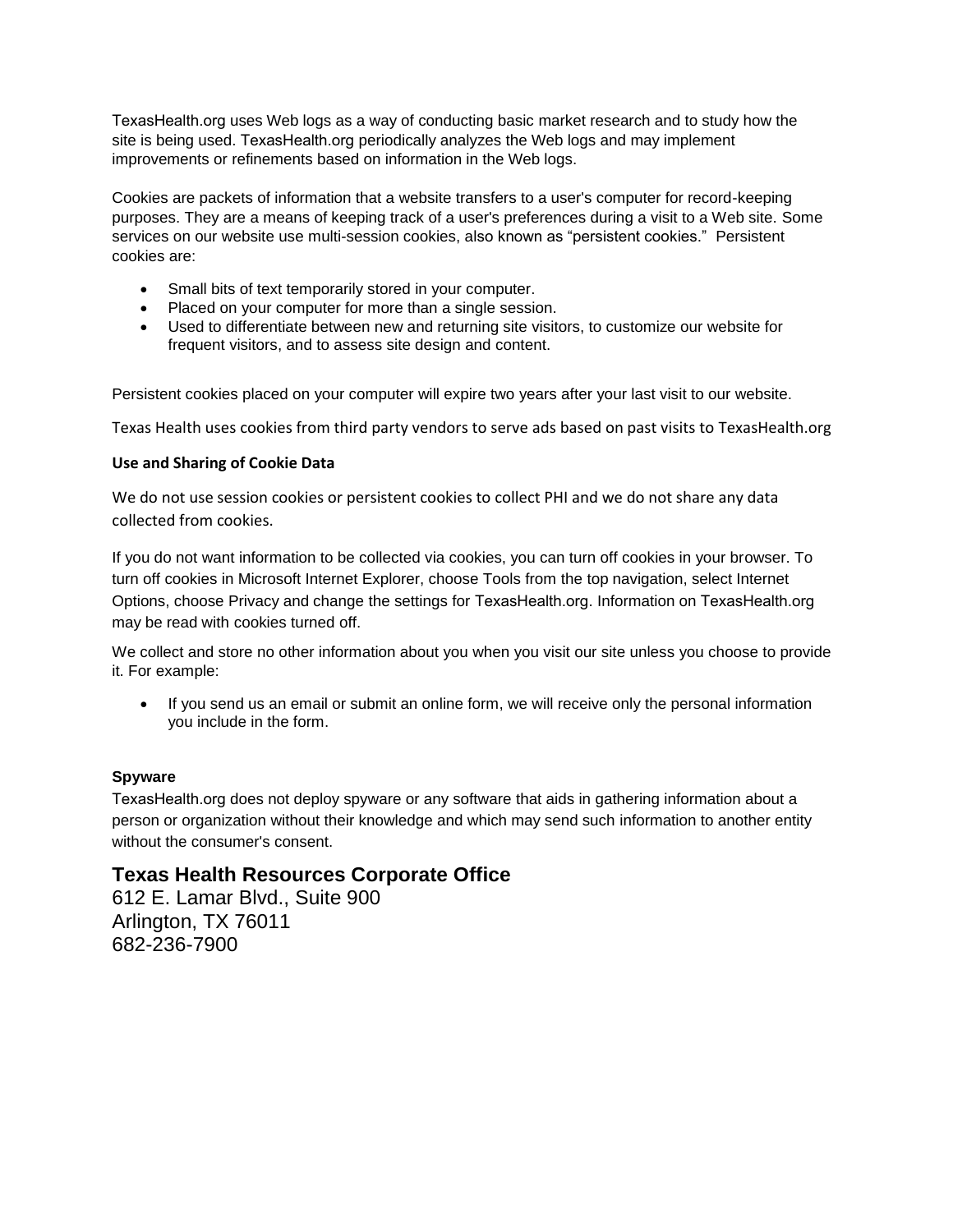TexasHealth.org uses Web logs as a way of conducting basic market research and to study how the site is being used. TexasHealth.org periodically analyzes the Web logs and may implement improvements or refinements based on information in the Web logs.

Cookies are packets of information that a website transfers to a user's computer for record-keeping purposes. They are a means of keeping track of a user's preferences during a visit to a Web site. Some services on our website use multi-session cookies, also known as "persistent cookies." Persistent cookies are:

- Small bits of text temporarily stored in your computer.
- Placed on your computer for more than a single session.
- Used to differentiate between new and returning site visitors, to customize our website for frequent visitors, and to assess site design and content.

Persistent cookies placed on your computer will expire two years after your last visit to our website.

Texas Health uses cookies from third party vendors to serve ads based on past visits to TexasHealth.org

**Use and Sharing of Cookie Data**

We do not use session cookies or persistent cookies to collect PHI and we do not share any data collected from cookies.

If you do not want information to be collected via cookies, you can turn off cookies in your browser. To turn off cookies in Microsoft Internet Explorer, choose Tools from the top navigation, select Internet Options, choose Privacy and change the settings for TexasHealth.org. Information on TexasHealth.org may be read with cookies turned off.

We collect and store no other information about you when you visit our site unless you choose to provide it. For example:

- If you send us an email or submit an online form, we will receive only the personal information you include in the form.

**Spyware**

TexasHealth.org does not deploy spyware or any software that aids in gathering information about a person or organization without their knowledge and which may send such information to another entity without the consumer's consent.

## Texas Health Resources Corporate Office

612 E. Lamar Blvd., Suite 900
Arlington, TX 76011
682-236-7900